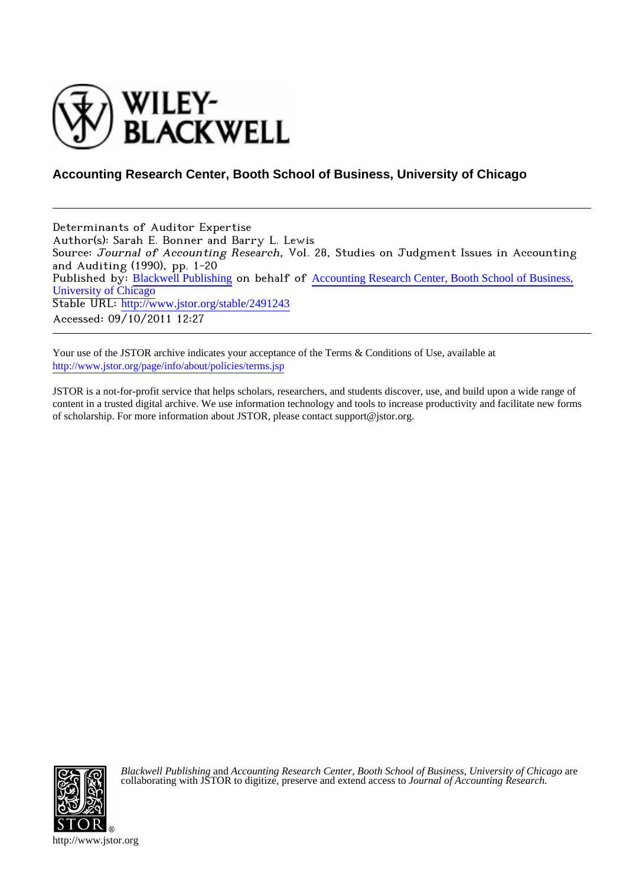WILEY-BLACKWELL

**Accounting Research Center, Booth School of Business, University of Chicago**

---

Determinants of Auditor Expertise
Author(s): Sarah E. Bonner and Barry L. Lewis
Source: *Journal of Accounting Research*, Vol. 28, Studies on Judgment Issues in Accounting and Auditing (1990), pp. 1-20
Published by: Blackwell Publishing on behalf of Accounting Research Center, Booth School of Business, University of Chicago
Stable URL: http://www.jstor.org/stable/2491243
Accessed: 09/10/2011 12:27

---

Your use of the JSTOR archive indicates your acceptance of the Terms & Conditions of Use, available at http://www.jstor.org/page/info/about/policies/terms.jsp

JSTOR is a not-for-profit service that helps scholars, researchers, and students discover, use, and build upon a wide range of content in a trusted digital archive. We use information technology and tools to increase productivity and facilitate new forms of scholarship. For more information about JSTOR, please contact support@jstor.org.

*Blackwell Publishing* and *Accounting Research Center, Booth School of Business, University of Chicago* are collaborating with JSTOR to digitize, preserve and extend access to *Journal of Accounting Research.*

http://www.jstor.org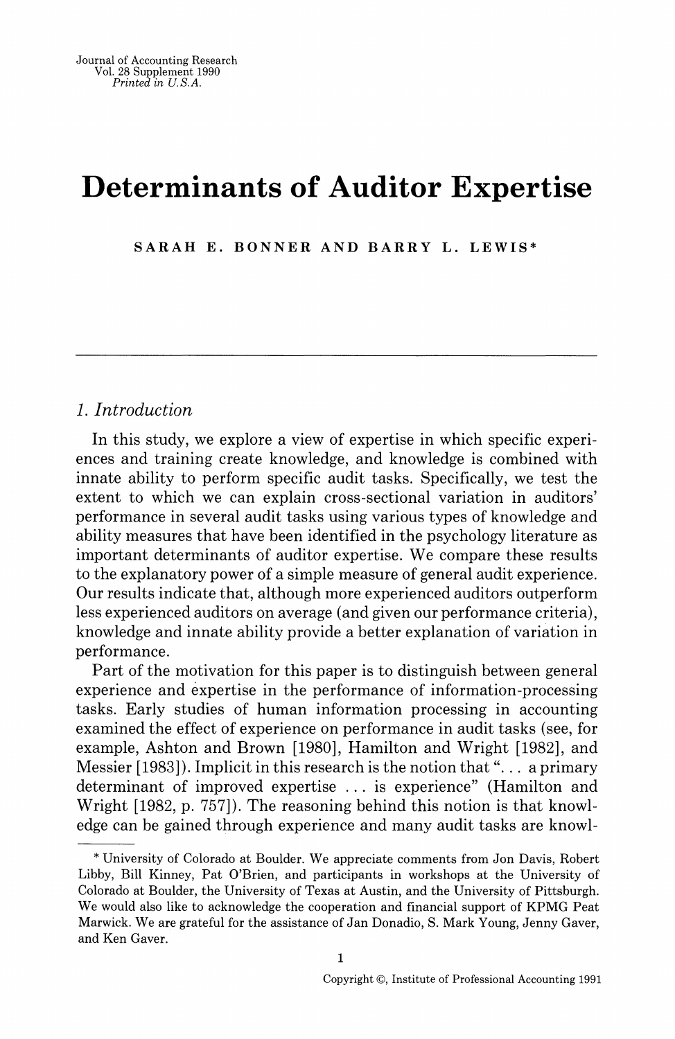# Determinants of Auditor Expertise

SARAH E. BONNER AND BARRY L. LEWIS*

## 1. Introduction

In this study, we explore a view of expertise in which specific experiences and training create knowledge, and knowledge is combined with innate ability to perform specific audit tasks. Specifically, we test the extent to which we can explain cross-sectional variation in auditors' performance in several audit tasks using various types of knowledge and ability measures that have been identified in the psychology literature as important determinants of auditor expertise. We compare these results to the explanatory power of a simple measure of general audit experience. Our results indicate that, although more experienced auditors outperform less experienced auditors on average (and given our performance criteria), knowledge and innate ability provide a better explanation of variation in performance.

Part of the motivation for this paper is to distinguish between general experience and expertise in the performance of information-processing tasks. Early studies of human information processing in accounting examined the effect of experience on performance in audit tasks (see, for example, Ashton and Brown [1980], Hamilton and Wright [1982], and Messier [1983]). Implicit in this research is the notion that "... a primary determinant of improved expertise ... is experience" (Hamilton and Wright [1982, p. 757]). The reasoning behind this notion is that knowledge can be gained through experience and many audit tasks are knowl-

---

\* University of Colorado at Boulder. We appreciate comments from Jon Davis, Robert Libby, Bill Kinney, Pat O'Brien, and participants in workshops at the University of Colorado at Boulder, the University of Texas at Austin, and the University of Pittsburgh. We would also like to acknowledge the cooperation and financial support of KPMG Peat Marwick. We are grateful for the assistance of Jan Donadio, S. Mark Young, Jenny Gaver, and Ken Gaver.

Copyright ©, Institute of Professional Accounting 1991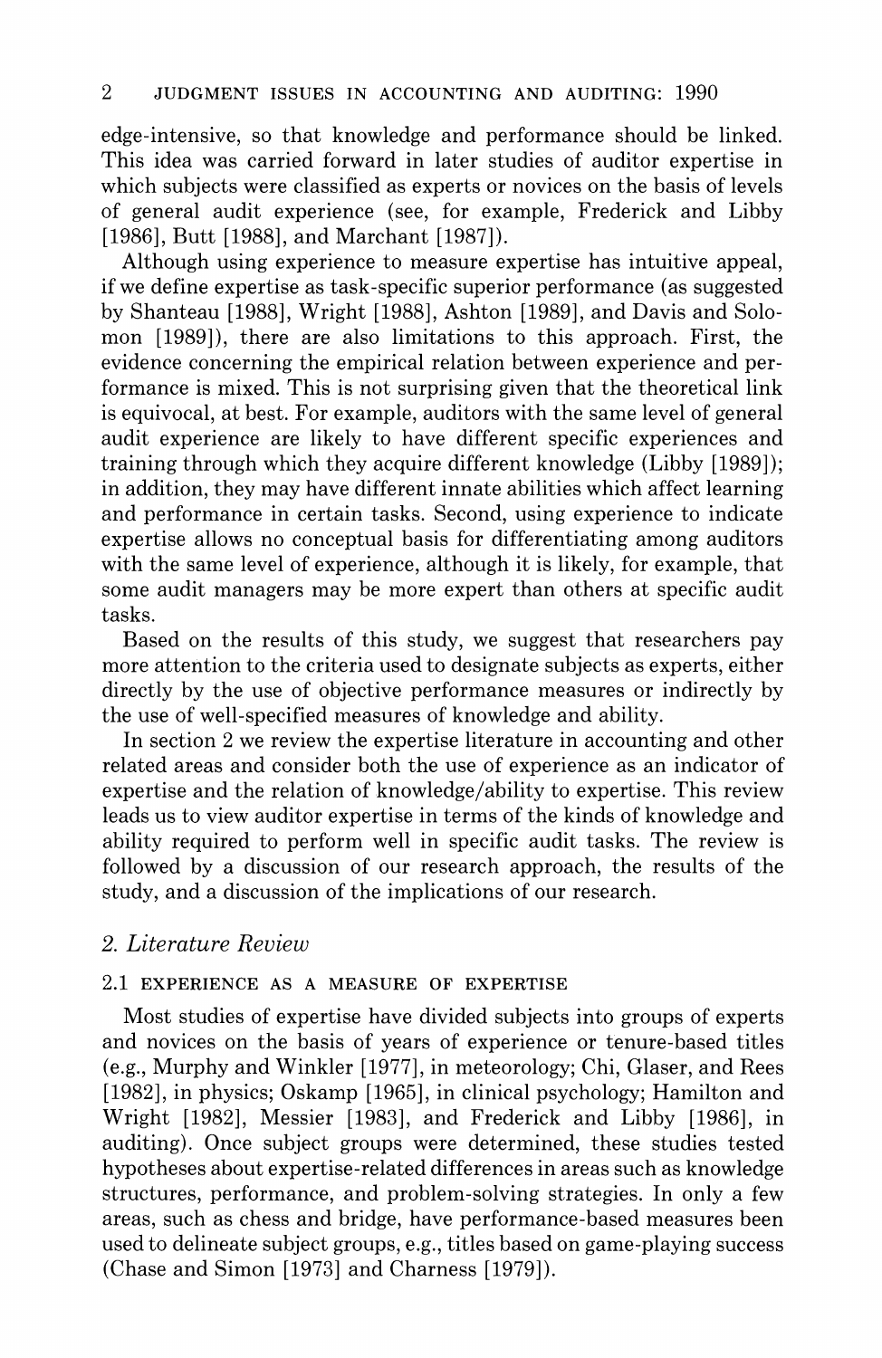edge-intensive, so that knowledge and performance should be linked. This idea was carried forward in later studies of auditor expertise in which subjects were classified as experts or novices on the basis of levels of general audit experience (see, for example, Frederick and Libby [1986], Butt [1988], and Marchant [1987]).

Although using experience to measure expertise has intuitive appeal, if we define expertise as task-specific superior performance (as suggested by Shanteau [1988], Wright [1988], Ashton [1989], and Davis and Solomon [1989]), there are also limitations to this approach. First, the evidence concerning the empirical relation between experience and performance is mixed. This is not surprising given that the theoretical link is equivocal, at best. For example, auditors with the same level of general audit experience are likely to have different specific experiences and training through which they acquire different knowledge (Libby [1989]); in addition, they may have different innate abilities which affect learning and performance in certain tasks. Second, using experience to indicate expertise allows no conceptual basis for differentiating among auditors with the same level of experience, although it is likely, for example, that some audit managers may be more expert than others at specific audit tasks.

Based on the results of this study, we suggest that researchers pay more attention to the criteria used to designate subjects as experts, either directly by the use of objective performance measures or indirectly by the use of well-specified measures of knowledge and ability.

In section 2 we review the expertise literature in accounting and other related areas and consider both the use of experience as an indicator of expertise and the relation of knowledge/ability to expertise. This review leads us to view auditor expertise in terms of the kinds of knowledge and ability required to perform well in specific audit tasks. The review is followed by a discussion of our research approach, the results of the study, and a discussion of the implications of our research.

## 2. *Literature Review*

### 2.1 EXPERIENCE AS A MEASURE OF EXPERTISE

Most studies of expertise have divided subjects into groups of experts and novices on the basis of years of experience or tenure-based titles (e.g., Murphy and Winkler [1977], in meteorology; Chi, Glaser, and Rees [1982], in physics; Oskamp [1965], in clinical psychology; Hamilton and Wright [1982], Messier [1983], and Frederick and Libby [1986], in auditing). Once subject groups were determined, these studies tested hypotheses about expertise-related differences in areas such as knowledge structures, performance, and problem-solving strategies. In only a few areas, such as chess and bridge, have performance-based measures been used to delineate subject groups, e.g., titles based on game-playing success (Chase and Simon [1973] and Charness [1979]).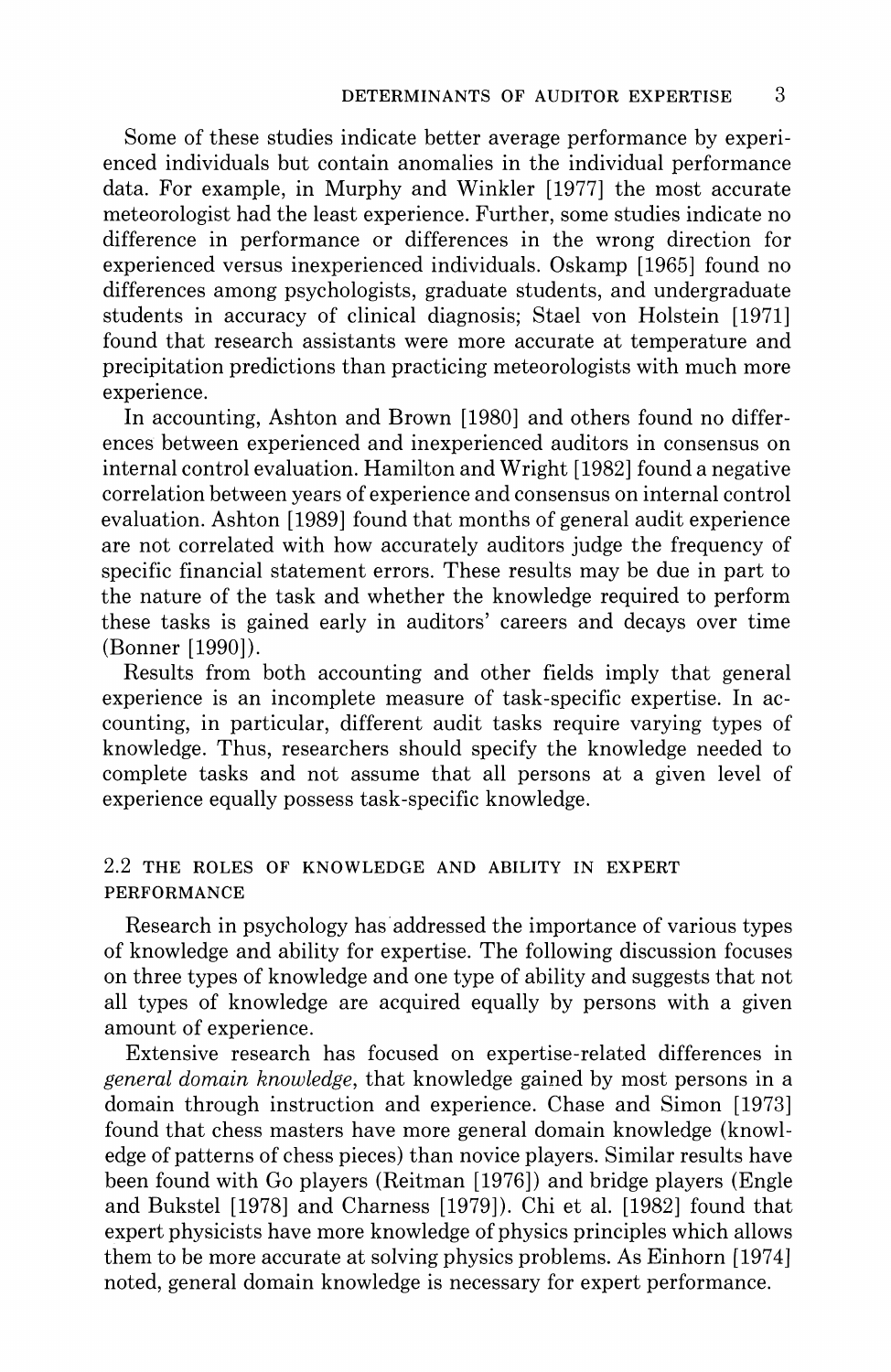Some of these studies indicate better average performance by experienced individuals but contain anomalies in the individual performance data. For example, in Murphy and Winkler [1977] the most accurate meteorologist had the least experience. Further, some studies indicate no difference in performance or differences in the wrong direction for experienced versus inexperienced individuals. Oskamp [1965] found no differences among psychologists, graduate students, and undergraduate students in accuracy of clinical diagnosis; Stael von Holstein [1971] found that research assistants were more accurate at temperature and precipitation predictions than practicing meteorologists with much more experience.

In accounting, Ashton and Brown [1980] and others found no differences between experienced and inexperienced auditors in consensus on internal control evaluation. Hamilton and Wright [1982] found a negative correlation between years of experience and consensus on internal control evaluation. Ashton [1989] found that months of general audit experience are not correlated with how accurately auditors judge the frequency of specific financial statement errors. These results may be due in part to the nature of the task and whether the knowledge required to perform these tasks is gained early in auditors' careers and decays over time (Bonner [1990]).

Results from both accounting and other fields imply that general experience is an incomplete measure of task-specific expertise. In accounting, in particular, different audit tasks require varying types of knowledge. Thus, researchers should specify the knowledge needed to complete tasks and not assume that all persons at a given level of experience equally possess task-specific knowledge.

## 2.2 THE ROLES OF KNOWLEDGE AND ABILITY IN EXPERT PERFORMANCE

Research in psychology has addressed the importance of various types of knowledge and ability for expertise. The following discussion focuses on three types of knowledge and one type of ability and suggests that not all types of knowledge are acquired equally by persons with a given amount of experience.

Extensive research has focused on expertise-related differences in *general domain knowledge*, that knowledge gained by most persons in a domain through instruction and experience. Chase and Simon [1973] found that chess masters have more general domain knowledge (knowledge of patterns of chess pieces) than novice players. Similar results have been found with Go players (Reitman [1976]) and bridge players (Engle and Bukstel [1978] and Charness [1979]). Chi et al. [1982] found that expert physicists have more knowledge of physics principles which allows them to be more accurate at solving physics problems. As Einhorn [1974] noted, general domain knowledge is necessary for expert performance.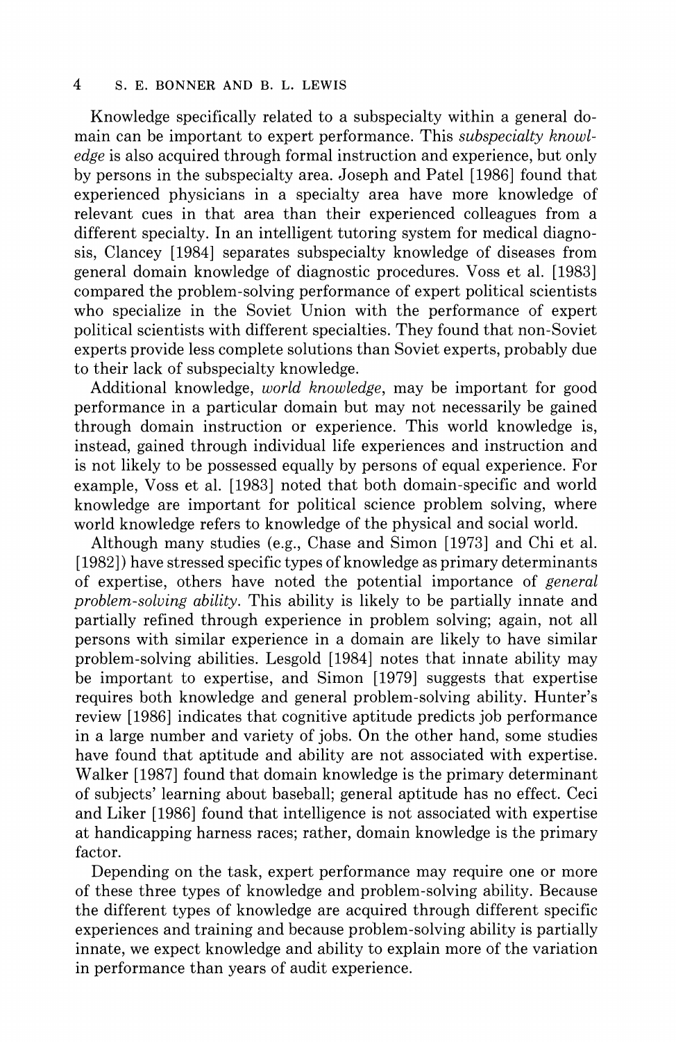Knowledge specifically related to a subspecialty within a general domain can be important to expert performance. This *subspecialty knowledge* is also acquired through formal instruction and experience, but only by persons in the subspecialty area. Joseph and Patel [1986] found that experienced physicians in a specialty area have more knowledge of relevant cues in that area than their experienced colleagues from a different specialty. In an intelligent tutoring system for medical diagnosis, Clancey [1984] separates subspecialty knowledge of diseases from general domain knowledge of diagnostic procedures. Voss et al. [1983] compared the problem-solving performance of expert political scientists who specialize in the Soviet Union with the performance of expert political scientists with different specialties. They found that non-Soviet experts provide less complete solutions than Soviet experts, probably due to their lack of subspecialty knowledge.

Additional knowledge, *world knowledge*, may be important for good performance in a particular domain but may not necessarily be gained through domain instruction or experience. This world knowledge is, instead, gained through individual life experiences and instruction and is not likely to be possessed equally by persons of equal experience. For example, Voss et al. [1983] noted that both domain-specific and world knowledge are important for political science problem solving, where world knowledge refers to knowledge of the physical and social world.

Although many studies (e.g., Chase and Simon [1973] and Chi et al. [1982]) have stressed specific types of knowledge as primary determinants of expertise, others have noted the potential importance of *general problem-solving ability*. This ability is likely to be partially innate and partially refined through experience in problem solving; again, not all persons with similar experience in a domain are likely to have similar problem-solving abilities. Lesgold [1984] notes that innate ability may be important to expertise, and Simon [1979] suggests that expertise requires both knowledge and general problem-solving ability. Hunter's review [1986] indicates that cognitive aptitude predicts job performance in a large number and variety of jobs. On the other hand, some studies have found that aptitude and ability are not associated with expertise. Walker [1987] found that domain knowledge is the primary determinant of subjects' learning about baseball; general aptitude has no effect. Ceci and Liker [1986] found that intelligence is not associated with expertise at handicapping harness races; rather, domain knowledge is the primary factor.

Depending on the task, expert performance may require one or more of these three types of knowledge and problem-solving ability. Because the different types of knowledge are acquired through different specific experiences and training and because problem-solving ability is partially innate, we expect knowledge and ability to explain more of the variation in performance than years of audit experience.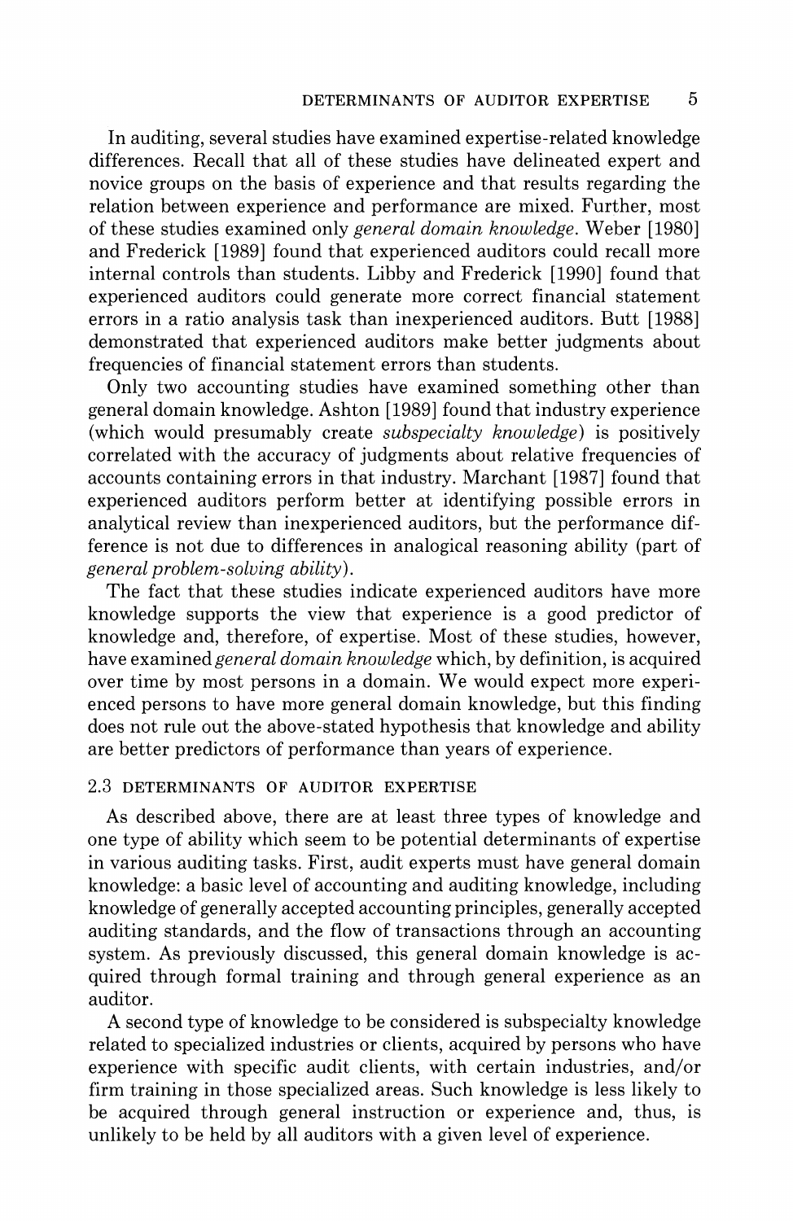In auditing, several studies have examined expertise-related knowledge differences. Recall that all of these studies have delineated expert and novice groups on the basis of experience and that results regarding the relation between experience and performance are mixed. Further, most of these studies examined only *general domain knowledge*. Weber [1980] and Frederick [1989] found that experienced auditors could recall more internal controls than students. Libby and Frederick [1990] found that experienced auditors could generate more correct financial statement errors in a ratio analysis task than inexperienced auditors. Butt [1988] demonstrated that experienced auditors make better judgments about frequencies of financial statement errors than students.

Only two accounting studies have examined something other than general domain knowledge. Ashton [1989] found that industry experience (which would presumably create *subspecialty knowledge*) is positively correlated with the accuracy of judgments about relative frequencies of accounts containing errors in that industry. Marchant [1987] found that experienced auditors perform better at identifying possible errors in analytical review than inexperienced auditors, but the performance difference is not due to differences in analogical reasoning ability (part of *general problem-solving ability*).

The fact that these studies indicate experienced auditors have more knowledge supports the view that experience is a good predictor of knowledge and, therefore, of expertise. Most of these studies, however, have examined *general domain knowledge* which, by definition, is acquired over time by most persons in a domain. We would expect more experienced persons to have more general domain knowledge, but this finding does not rule out the above-stated hypothesis that knowledge and ability are better predictors of performance than years of experience.

### 2.3 DETERMINANTS OF AUDITOR EXPERTISE

As described above, there are at least three types of knowledge and one type of ability which seem to be potential determinants of expertise in various auditing tasks. First, audit experts must have general domain knowledge: a basic level of accounting and auditing knowledge, including knowledge of generally accepted accounting principles, generally accepted auditing standards, and the flow of transactions through an accounting system. As previously discussed, this general domain knowledge is acquired through formal training and through general experience as an auditor.

A second type of knowledge to be considered is subspecialty knowledge related to specialized industries or clients, acquired by persons who have experience with specific audit clients, with certain industries, and/or firm training in those specialized areas. Such knowledge is less likely to be acquired through general instruction or experience and, thus, is unlikely to be held by all auditors with a given level of experience.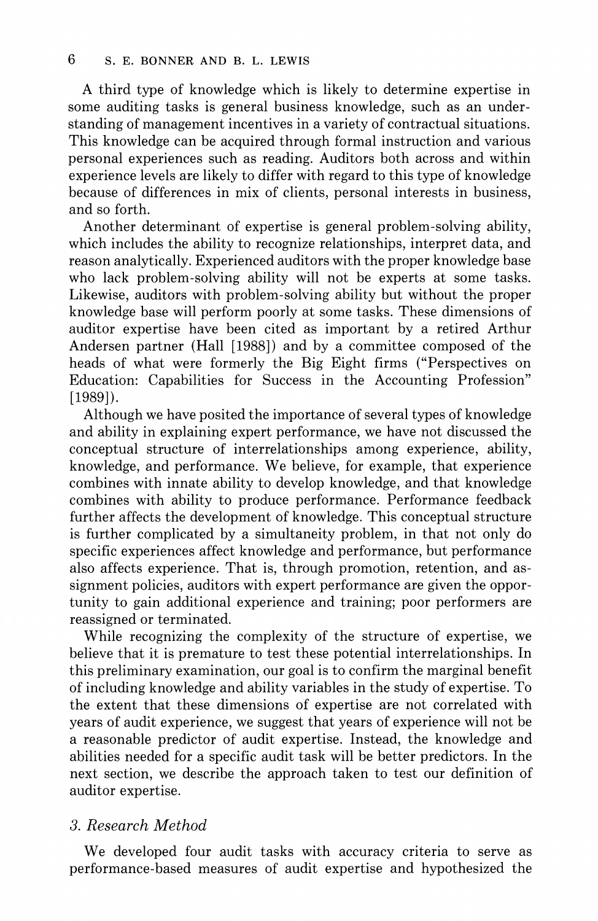A third type of knowledge which is likely to determine expertise in some auditing tasks is general business knowledge, such as an understanding of management incentives in a variety of contractual situations. This knowledge can be acquired through formal instruction and various personal experiences such as reading. Auditors both across and within experience levels are likely to differ with regard to this type of knowledge because of differences in mix of clients, personal interests in business, and so forth.

Another determinant of expertise is general problem-solving ability, which includes the ability to recognize relationships, interpret data, and reason analytically. Experienced auditors with the proper knowledge base who lack problem-solving ability will not be experts at some tasks. Likewise, auditors with problem-solving ability but without the proper knowledge base will perform poorly at some tasks. These dimensions of auditor expertise have been cited as important by a retired Arthur Andersen partner (Hall [1988]) and by a committee composed of the heads of what were formerly the Big Eight firms ("Perspectives on Education: Capabilities for Success in the Accounting Profession" [1989]).

Although we have posited the importance of several types of knowledge and ability in explaining expert performance, we have not discussed the conceptual structure of interrelationships among experience, ability, knowledge, and performance. We believe, for example, that experience combines with innate ability to develop knowledge, and that knowledge combines with ability to produce performance. Performance feedback further affects the development of knowledge. This conceptual structure is further complicated by a simultaneity problem, in that not only do specific experiences affect knowledge and performance, but performance also affects experience. That is, through promotion, retention, and assignment policies, auditors with expert performance are given the opportunity to gain additional experience and training; poor performers are reassigned or terminated.

While recognizing the complexity of the structure of expertise, we believe that it is premature to test these potential interrelationships. In this preliminary examination, our goal is to confirm the marginal benefit of including knowledge and ability variables in the study of expertise. To the extent that these dimensions of expertise are not correlated with years of audit experience, we suggest that years of experience will not be a reasonable predictor of audit expertise. Instead, the knowledge and abilities needed for a specific audit task will be better predictors. In the next section, we describe the approach taken to test our definition of auditor expertise.

## 3. Research Method

We developed four audit tasks with accuracy criteria to serve as performance-based measures of audit expertise and hypothesized the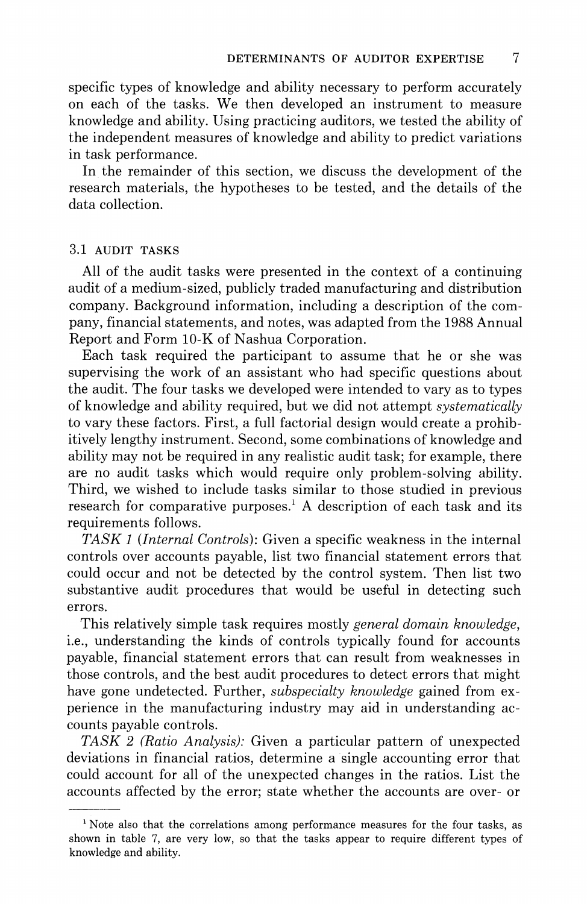specific types of knowledge and ability necessary to perform accurately on each of the tasks. We then developed an instrument to measure knowledge and ability. Using practicing auditors, we tested the ability of the independent measures of knowledge and ability to predict variations in task performance.

In the remainder of this section, we discuss the development of the research materials, the hypotheses to be tested, and the details of the data collection.

### 3.1 AUDIT TASKS

All of the audit tasks were presented in the context of a continuing audit of a medium-sized, publicly traded manufacturing and distribution company. Background information, including a description of the company, financial statements, and notes, was adapted from the 1988 Annual Report and Form 10-K of Nashua Corporation.

Each task required the participant to assume that he or she was supervising the work of an assistant who had specific questions about the audit. The four tasks we developed were intended to vary as to types of knowledge and ability required, but we did not attempt *systematically* to vary these factors. First, a full factorial design would create a prohibitively lengthy instrument. Second, some combinations of knowledge and ability may not be required in any realistic audit task; for example, there are no audit tasks which would require only problem-solving ability. Third, we wished to include tasks similar to those studied in previous research for comparative purposes.[1] A description of each task and its requirements follows.

*TASK 1* (*Internal Controls*): Given a specific weakness in the internal controls over accounts payable, list two financial statement errors that could occur and not be detected by the control system. Then list two substantive audit procedures that would be useful in detecting such errors.

This relatively simple task requires mostly *general domain knowledge*, i.e., understanding the kinds of controls typically found for accounts payable, financial statement errors that can result from weaknesses in those controls, and the best audit procedures to detect errors that might have gone undetected. Further, *subspecialty knowledge* gained from experience in the manufacturing industry may aid in understanding accounts payable controls.

*TASK 2 (Ratio Analysis):* Given a particular pattern of unexpected deviations in financial ratios, determine a single accounting error that could account for all of the unexpected changes in the ratios. List the accounts affected by the error; state whether the accounts are over- or

---

[1] Note also that the correlations among performance measures for the four tasks, as shown in table 7, are very low, so that the tasks appear to require different types of knowledge and ability.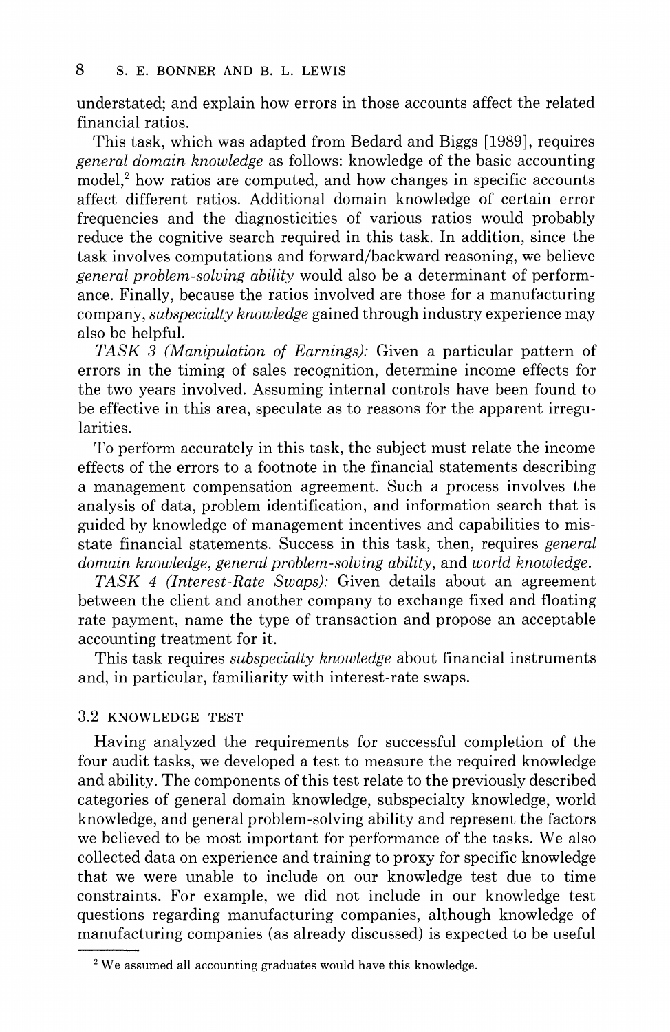understated; and explain how errors in those accounts affect the related financial ratios.

This task, which was adapted from Bedard and Biggs [1989], requires *general domain knowledge* as follows: knowledge of the basic accounting model,[2] how ratios are computed, and how changes in specific accounts affect different ratios. Additional domain knowledge of certain error frequencies and the diagnosticities of various ratios would probably reduce the cognitive search required in this task. In addition, since the task involves computations and forward/backward reasoning, we believe *general problem-solving ability* would also be a determinant of performance. Finally, because the ratios involved are those for a manufacturing company, *subspecialty knowledge* gained through industry experience may also be helpful.

*TASK 3 (Manipulation of Earnings):* Given a particular pattern of errors in the timing of sales recognition, determine income effects for the two years involved. Assuming internal controls have been found to be effective in this area, speculate as to reasons for the apparent irregularities.

To perform accurately in this task, the subject must relate the income effects of the errors to a footnote in the financial statements describing a management compensation agreement. Such a process involves the analysis of data, problem identification, and information search that is guided by knowledge of management incentives and capabilities to misstate financial statements. Success in this task, then, requires *general domain knowledge*, *general problem-solving ability*, and *world knowledge*.

*TASK 4 (Interest-Rate Swaps):* Given details about an agreement between the client and another company to exchange fixed and floating rate payment, name the type of transaction and propose an acceptable accounting treatment for it.

This task requires *subspecialty knowledge* about financial instruments and, in particular, familiarity with interest-rate swaps.

### 3.2 KNOWLEDGE TEST

Having analyzed the requirements for successful completion of the four audit tasks, we developed a test to measure the required knowledge and ability. The components of this test relate to the previously described categories of general domain knowledge, subspecialty knowledge, world knowledge, and general problem-solving ability and represent the factors we believed to be most important for performance of the tasks. We also collected data on experience and training to proxy for specific knowledge that we were unable to include on our knowledge test due to time constraints. For example, we did not include in our knowledge test questions regarding manufacturing companies, although knowledge of manufacturing companies (as already discussed) is expected to be useful

[2] We assumed all accounting graduates would have this knowledge.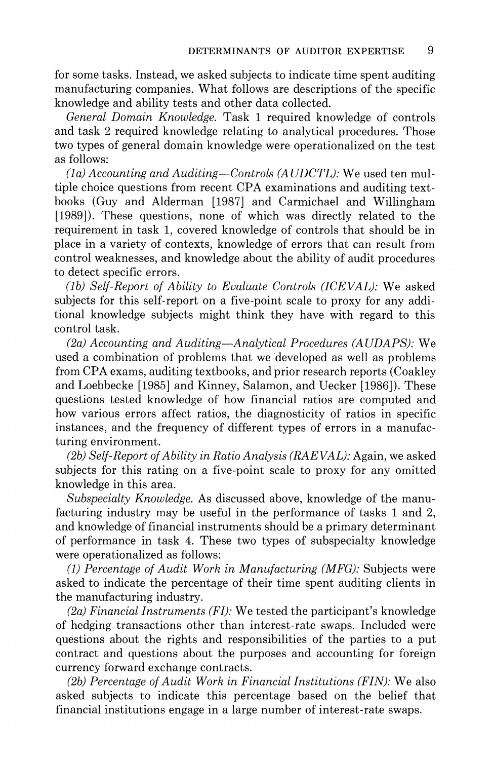for some tasks. Instead, we asked subjects to indicate time spent auditing manufacturing companies. What follows are descriptions of the specific knowledge and ability tests and other data collected.

*General Domain Knowledge.* Task 1 required knowledge of controls and task 2 required knowledge relating to analytical procedures. Those two types of general domain knowledge were operationalized on the test as follows:

*(1a) Accounting and Auditing—Controls (AUDCTL):* We used ten multiple choice questions from recent CPA examinations and auditing textbooks (Guy and Alderman [1987] and Carmichael and Willingham [1989]). These questions, none of which was directly related to the requirement in task 1, covered knowledge of controls that should be in place in a variety of contexts, knowledge of errors that can result from control weaknesses, and knowledge about the ability of audit procedures to detect specific errors.

*(1b) Self-Report of Ability to Evaluate Controls (ICEVAL):* We asked subjects for this self-report on a five-point scale to proxy for any additional knowledge subjects might think they have with regard to this control task.

*(2a) Accounting and Auditing—Analytical Procedures (AUDAPS):* We used a combination of problems that we developed as well as problems from CPA exams, auditing textbooks, and prior research reports (Coakley and Loebbecke [1985] and Kinney, Salamon, and Uecker [1986]). These questions tested knowledge of how financial ratios are computed and how various errors affect ratios, the diagnosticity of ratios in specific instances, and the frequency of different types of errors in a manufacturing environment.

*(2b) Self-Report of Ability in Ratio Analysis (RAEVAL):* Again, we asked subjects for this rating on a five-point scale to proxy for any omitted knowledge in this area.

*Subspecialty Knowledge.* As discussed above, knowledge of the manufacturing industry may be useful in the performance of tasks 1 and 2, and knowledge of financial instruments should be a primary determinant of performance in task 4. These two types of subspecialty knowledge were operationalized as follows:

*(1) Percentage of Audit Work in Manufacturing (MFG):* Subjects were asked to indicate the percentage of their time spent auditing clients in the manufacturing industry.

*(2a) Financial Instruments (FI):* We tested the participant's knowledge of hedging transactions other than interest-rate swaps. Included were questions about the rights and responsibilities of the parties to a put contract and questions about the purposes and accounting for foreign currency forward exchange contracts.

*(2b) Percentage of Audit Work in Financial Institutions (FIN):* We also asked subjects to indicate this percentage based on the belief that financial institutions engage in a large number of interest-rate swaps.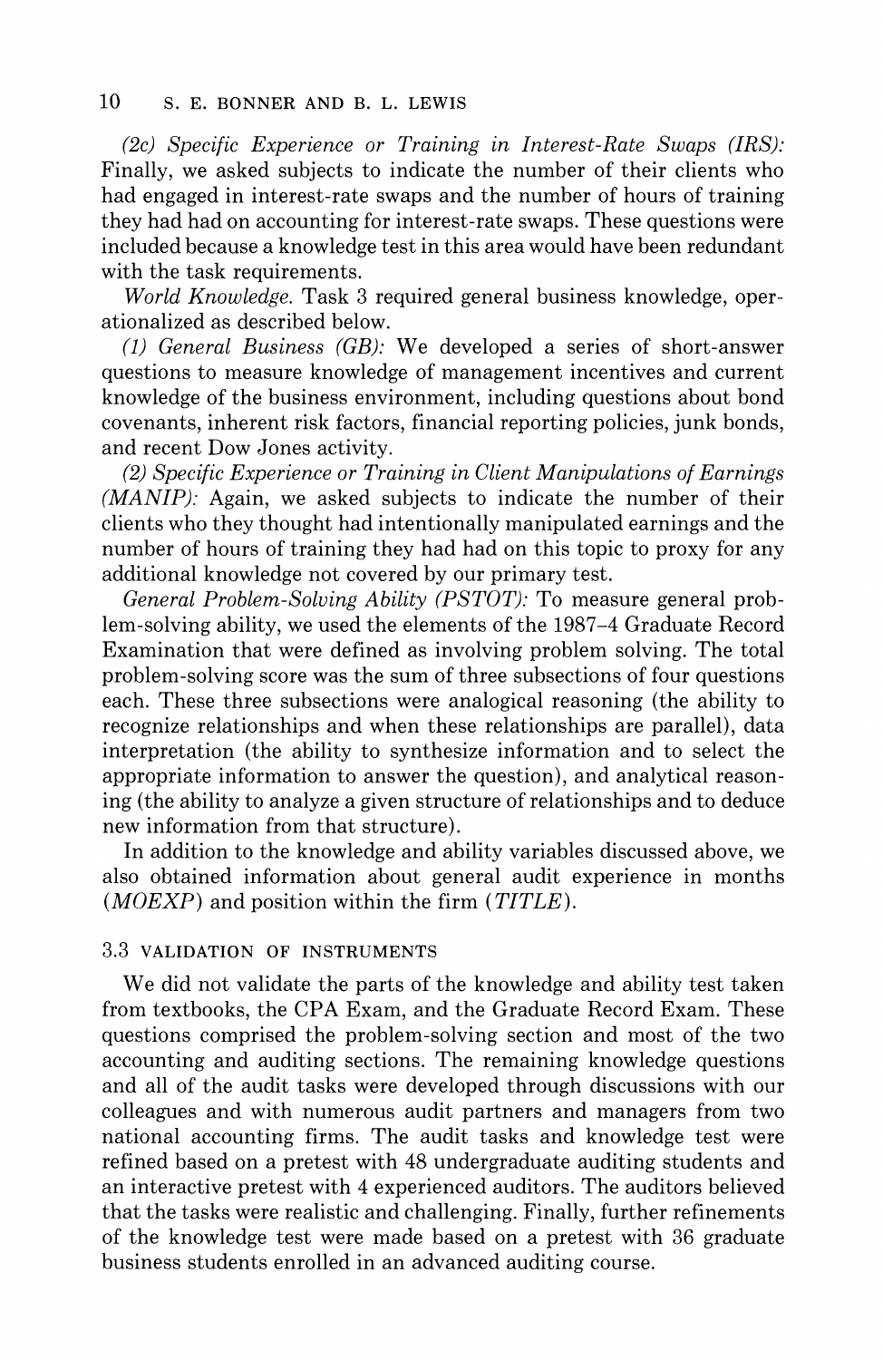*(2c) Specific Experience or Training in Interest-Rate Swaps (IRS):* Finally, we asked subjects to indicate the number of their clients who had engaged in interest-rate swaps and the number of hours of training they had had on accounting for interest-rate swaps. These questions were included because a knowledge test in this area would have been redundant with the task requirements.

*World Knowledge.* Task 3 required general business knowledge, operationalized as described below.

*(1) General Business (GB):* We developed a series of short-answer questions to measure knowledge of management incentives and current knowledge of the business environment, including questions about bond covenants, inherent risk factors, financial reporting policies, junk bonds, and recent Dow Jones activity.

*(2) Specific Experience or Training in Client Manipulations of Earnings (MANIP):* Again, we asked subjects to indicate the number of their clients who they thought had intentionally manipulated earnings and the number of hours of training they had had on this topic to proxy for any additional knowledge not covered by our primary test.

*General Problem-Solving Ability (PSTOT):* To measure general problem-solving ability, we used the elements of the 1987–4 Graduate Record Examination that were defined as involving problem solving. The total problem-solving score was the sum of three subsections of four questions each. These three subsections were analogical reasoning (the ability to recognize relationships and when these relationships are parallel), data interpretation (the ability to synthesize information and to select the appropriate information to answer the question), and analytical reasoning (the ability to analyze a given structure of relationships and to deduce new information from that structure).

In addition to the knowledge and ability variables discussed above, we also obtained information about general audit experience in months (*MOEXP*) and position within the firm (*TITLE*).

### 3.3 VALIDATION OF INSTRUMENTS

We did not validate the parts of the knowledge and ability test taken from textbooks, the CPA Exam, and the Graduate Record Exam. These questions comprised the problem-solving section and most of the two accounting and auditing sections. The remaining knowledge questions and all of the audit tasks were developed through discussions with our colleagues and with numerous audit partners and managers from two national accounting firms. The audit tasks and knowledge test were refined based on a pretest with 48 undergraduate auditing students and an interactive pretest with 4 experienced auditors. The auditors believed that the tasks were realistic and challenging. Finally, further refinements of the knowledge test were made based on a pretest with 36 graduate business students enrolled in an advanced auditing course.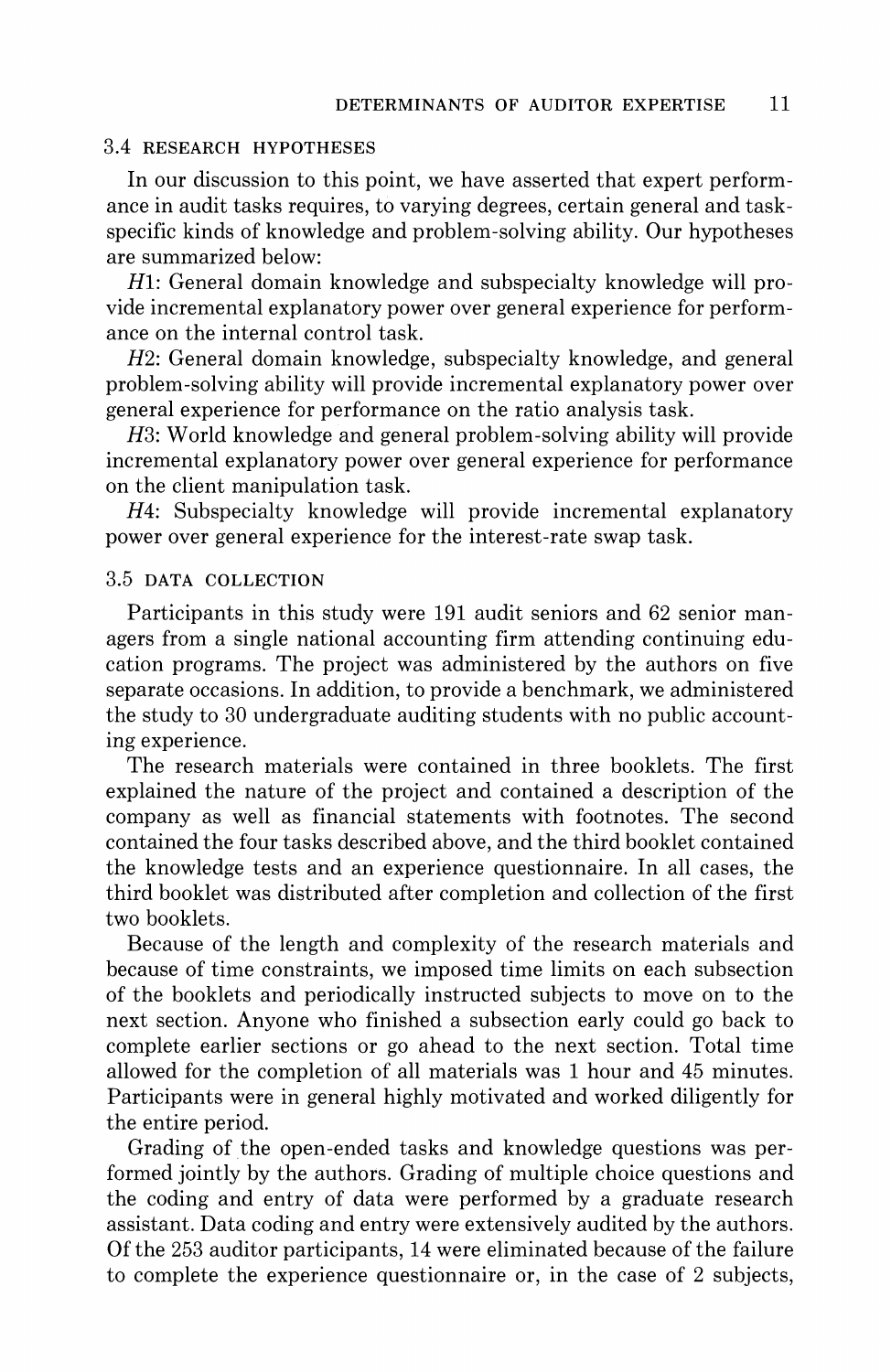### 3.4 RESEARCH HYPOTHESES

In our discussion to this point, we have asserted that expert performance in audit tasks requires, to varying degrees, certain general and task-specific kinds of knowledge and problem-solving ability. Our hypotheses are summarized below:

*H*1: General domain knowledge and subspecialty knowledge will provide incremental explanatory power over general experience for performance on the internal control task.

*H*2: General domain knowledge, subspecialty knowledge, and general problem-solving ability will provide incremental explanatory power over general experience for performance on the ratio analysis task.

*H*3: World knowledge and general problem-solving ability will provide incremental explanatory power over general experience for performance on the client manipulation task.

*H*4: Subspecialty knowledge will provide incremental explanatory power over general experience for the interest-rate swap task.

### 3.5 DATA COLLECTION

Participants in this study were 191 audit seniors and 62 senior managers from a single national accounting firm attending continuing education programs. The project was administered by the authors on five separate occasions. In addition, to provide a benchmark, we administered the study to 30 undergraduate auditing students with no public accounting experience.

The research materials were contained in three booklets. The first explained the nature of the project and contained a description of the company as well as financial statements with footnotes. The second contained the four tasks described above, and the third booklet contained the knowledge tests and an experience questionnaire. In all cases, the third booklet was distributed after completion and collection of the first two booklets.

Because of the length and complexity of the research materials and because of time constraints, we imposed time limits on each subsection of the booklets and periodically instructed subjects to move on to the next section. Anyone who finished a subsection early could go back to complete earlier sections or go ahead to the next section. Total time allowed for the completion of all materials was 1 hour and 45 minutes. Participants were in general highly motivated and worked diligently for the entire period.

Grading of the open-ended tasks and knowledge questions was performed jointly by the authors. Grading of multiple choice questions and the coding and entry of data were performed by a graduate research assistant. Data coding and entry were extensively audited by the authors. Of the 253 auditor participants, 14 were eliminated because of the failure to complete the experience questionnaire or, in the case of 2 subjects,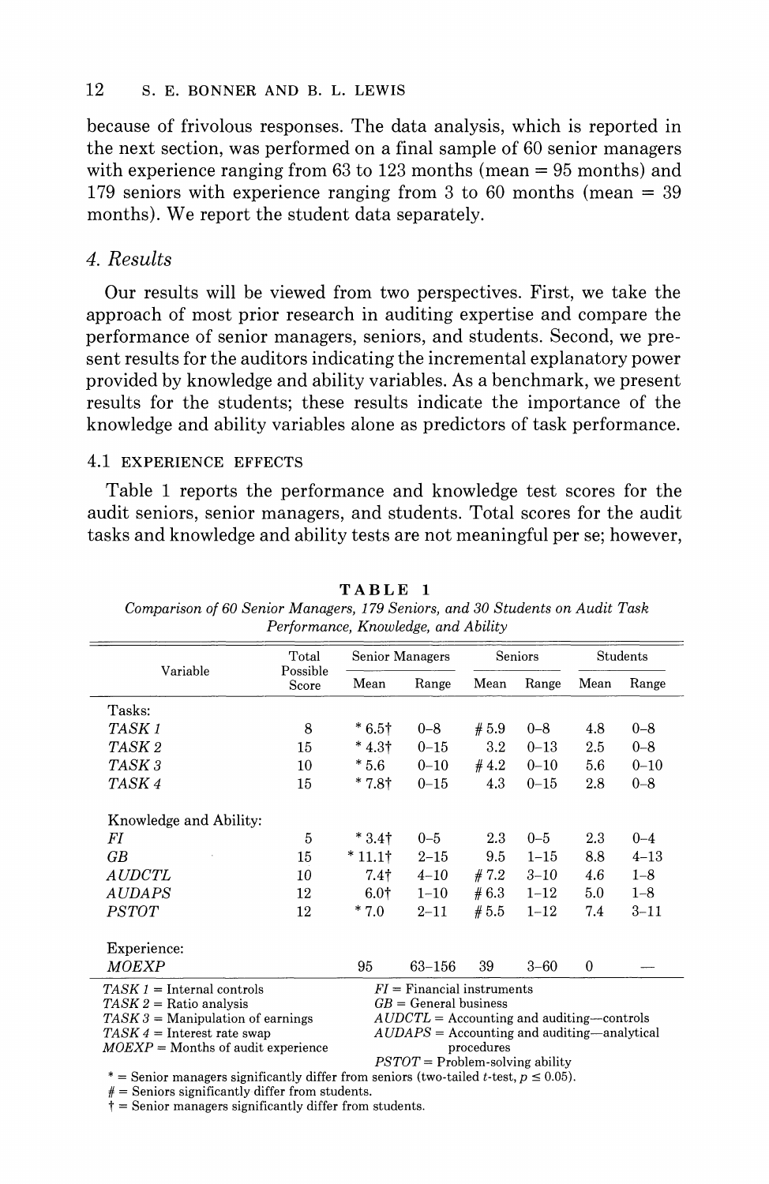because of frivolous responses. The data analysis, which is reported in the next section, was performed on a final sample of 60 senior managers with experience ranging from 63 to 123 months (mean = 95 months) and 179 seniors with experience ranging from 3 to 60 months (mean = 39 months). We report the student data separately.

## 4. Results

Our results will be viewed from two perspectives. First, we take the approach of most prior research in auditing expertise and compare the performance of senior managers, seniors, and students. Second, we present results for the auditors indicating the incremental explanatory power provided by knowledge and ability variables. As a benchmark, we present results for the students; these results indicate the importance of the knowledge and ability variables alone as predictors of task performance.

### 4.1 EXPERIENCE EFFECTS

Table 1 reports the performance and knowledge test scores for the audit seniors, senior managers, and students. Total scores for the audit tasks and knowledge and ability tests are not meaningful per se; however,

**TABLE 1**
*Comparison of 60 Senior Managers, 179 Seniors, and 30 Students on Audit Task Performance, Knowledge, and Ability*

| Variable | Total Possible Score | Senior Managers | | Seniors | | Students | |
|---|---|---|---|---|---|---|---|
| | | Mean | Range | Mean | Range | Mean | Range |
| Tasks: | | | | | | | |
| *TASK 1* | 8 | * 6.5† | 0–8 | # 5.9 | 0–8 | 4.8 | 0–8 |
| *TASK 2* | 15 | * 4.3† | 0–15 | 3.2 | 0–13 | 2.5 | 0–8 |
| *TASK 3* | 10 | * 5.6 | 0–10 | # 4.2 | 0–10 | 5.6 | 0–10 |
| *TASK 4* | 15 | * 7.8† | 0–15 | 4.3 | 0–15 | 2.8 | 0–8 |
| Knowledge and Ability: | | | | | | | |
| *FI* | 5 | * 3.4† | 0–5 | 2.3 | 0–5 | 2.3 | 0–4 |
| *GB* | 15 | * 11.1† | 2–15 | 9.5 | 1–15 | 8.8 | 4–13 |
| *AUDCTL* | 10 | 7.4† | 4–10 | # 7.2 | 3–10 | 4.6 | 1–8 |
| *AUDAPS* | 12 | 6.0† | 1–10 | # 6.3 | 1–12 | 5.0 | 1–8 |
| *PSTOT* | 12 | * 7.0 | 2–11 | # 5.5 | 1–12 | 7.4 | 3–11 |
| Experience: | | | | | | | |
| *MOEXP* | | 95 | 63–156 | 39 | 3–60 | 0 | — |

*TASK 1* = Internal controls
*TASK 2* = Ratio analysis
*TASK 3* = Manipulation of earnings
*TASK 4* = Interest rate swap
*MOEXP* = Months of audit experience
*FI* = Financial instruments
*GB* = General business
*AUDCTL* = Accounting and auditing—controls
*AUDAPS* = Accounting and auditing—analytical procedures
*PSTOT* = Problem-solving ability

\* = Senior managers significantly differ from seniors (two-tailed $t$-test, $p \leq 0.05$).
# = Seniors significantly differ from students.
† = Senior managers significantly differ from students.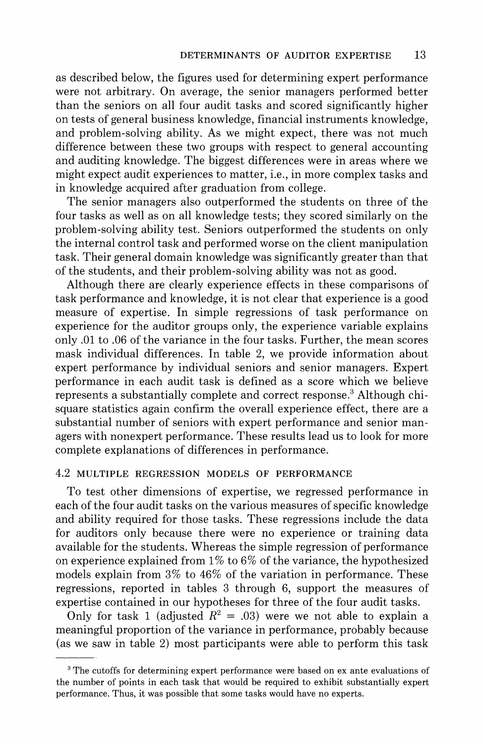as described below, the figures used for determining expert performance were not arbitrary. On average, the senior managers performed better than the seniors on all four audit tasks and scored significantly higher on tests of general business knowledge, financial instruments knowledge, and problem-solving ability. As we might expect, there was not much difference between these two groups with respect to general accounting and auditing knowledge. The biggest differences were in areas where we might expect audit experiences to matter, i.e., in more complex tasks and in knowledge acquired after graduation from college.

The senior managers also outperformed the students on three of the four tasks as well as on all knowledge tests; they scored similarly on the problem-solving ability test. Seniors outperformed the students on only the internal control task and performed worse on the client manipulation task. Their general domain knowledge was significantly greater than that of the students, and their problem-solving ability was not as good.

Although there are clearly experience effects in these comparisons of task performance and knowledge, it is not clear that experience is a good measure of expertise. In simple regressions of task performance on experience for the auditor groups only, the experience variable explains only .01 to .06 of the variance in the four tasks. Further, the mean scores mask individual differences. In table 2, we provide information about expert performance by individual seniors and senior managers. Expert performance in each audit task is defined as a score which we believe represents a substantially complete and correct response.[3] Although chi-square statistics again confirm the overall experience effect, there are a substantial number of seniors with expert performance and senior managers with nonexpert performance. These results lead us to look for more complete explanations of differences in performance.

### 4.2 MULTIPLE REGRESSION MODELS OF PERFORMANCE

To test other dimensions of expertise, we regressed performance in each of the four audit tasks on the various measures of specific knowledge and ability required for those tasks. These regressions include the data for auditors only because there were no experience or training data available for the students. Whereas the simple regression of performance on experience explained from 1% to 6% of the variance, the hypothesized models explain from 3% to 46% of the variation in performance. These regressions, reported in tables 3 through 6, support the measures of expertise contained in our hypotheses for three of the four audit tasks.

Only for task 1 (adjusted $R^2 = .03$) were we not able to explain a meaningful proportion of the variance in performance, probably because (as we saw in table 2) most participants were able to perform this task

[3] The cutoffs for determining expert performance were based on ex ante evaluations of the number of points in each task that would be required to exhibit substantially expert performance. Thus, it was possible that some tasks would have no experts.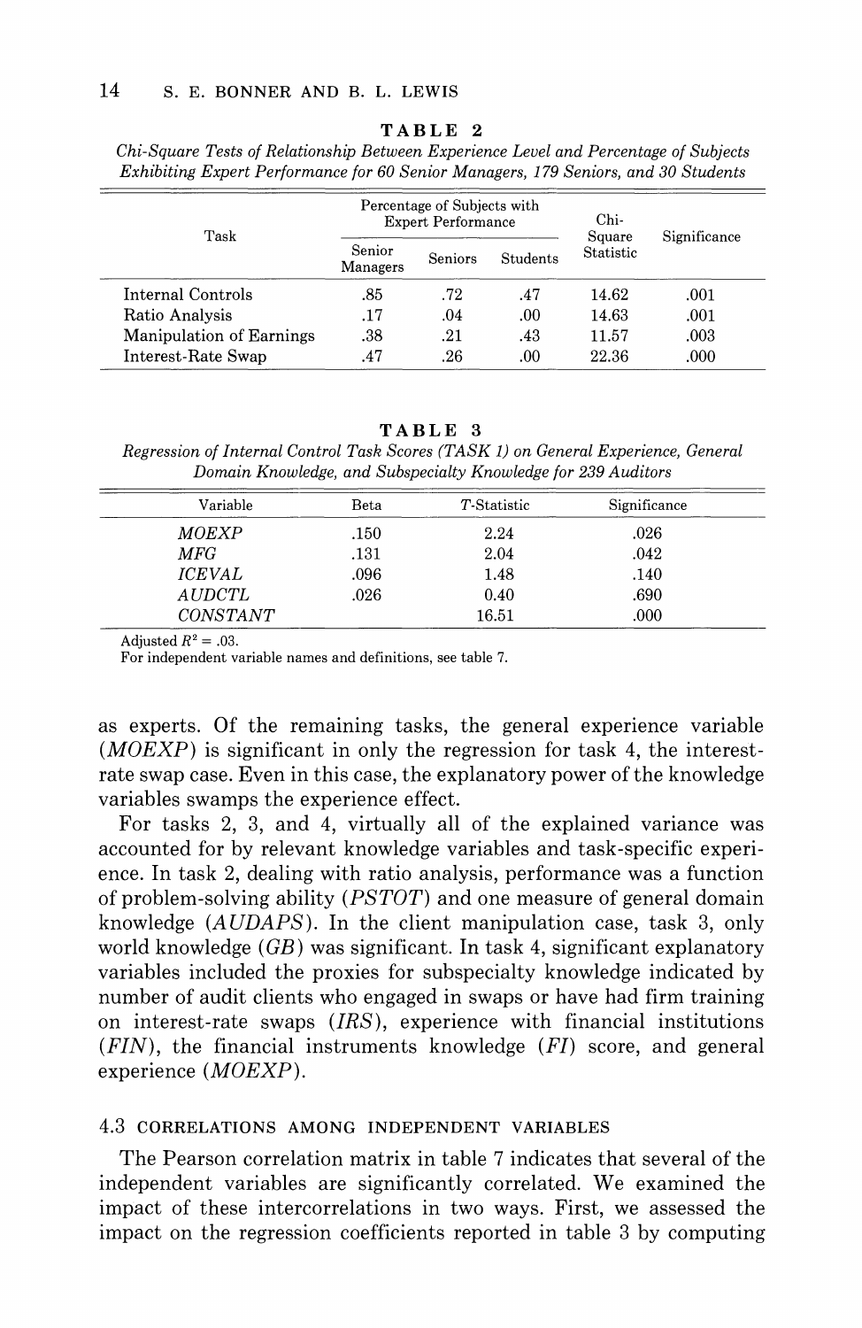**TABLE 2**

*Chi-Square Tests of Relationship Between Experience Level and Percentage of Subjects Exhibiting Expert Performance for 60 Senior Managers, 179 Seniors, and 30 Students*

| Task | Percentage of Subjects with Expert Performance | | | Chi-Square Statistic | Significance |
|---|---|---|---|---|---|
| | Senior Managers | Seniors | Students | | |
| Internal Controls | .85 | .72 | .47 | 14.62 | .001 |
| Ratio Analysis | .17 | .04 | .00 | 14.63 | .001 |
| Manipulation of Earnings | .38 | .21 | .43 | 11.57 | .003 |
| Interest-Rate Swap | .47 | .26 | .00 | 22.36 | .000 |

**TABLE 3**

*Regression of Internal Control Task Scores (TASK 1) on General Experience, General Domain Knowledge, and Subspecialty Knowledge for 239 Auditors*

| Variable | Beta | T-Statistic | Significance |
|---|---|---|---|
| *MOEXP* | .150 | 2.24 | .026 |
| *MFG* | .131 | 2.04 | .042 |
| *ICEVAL* | .096 | 1.48 | .140 |
| *AUDCTL* | .026 | 0.40 | .690 |
| *CONSTANT* | | 16.51 | .000 |

Adjusted $R^2 = .03$.
For independent variable names and definitions, see table 7.

as experts. Of the remaining tasks, the general experience variable (*MOEXP*) is significant in only the regression for task 4, the interest-rate swap case. Even in this case, the explanatory power of the knowledge variables swamps the experience effect.

For tasks 2, 3, and 4, virtually all of the explained variance was accounted for by relevant knowledge variables and task-specific experience. In task 2, dealing with ratio analysis, performance was a function of problem-solving ability (*PSTOT*) and one measure of general domain knowledge (*AUDAPS*). In the client manipulation case, task 3, only world knowledge (*GB*) was significant. In task 4, significant explanatory variables included the proxies for subspecialty knowledge indicated by number of audit clients who engaged in swaps or have had firm training on interest-rate swaps (*IRS*), experience with financial institutions (*FIN*), the financial instruments knowledge (*FI*) score, and general experience (*MOEXP*).

### 4.3 CORRELATIONS AMONG INDEPENDENT VARIABLES

The Pearson correlation matrix in table 7 indicates that several of the independent variables are significantly correlated. We examined the impact of these intercorrelations in two ways. First, we assessed the impact on the regression coefficients reported in table 3 by computing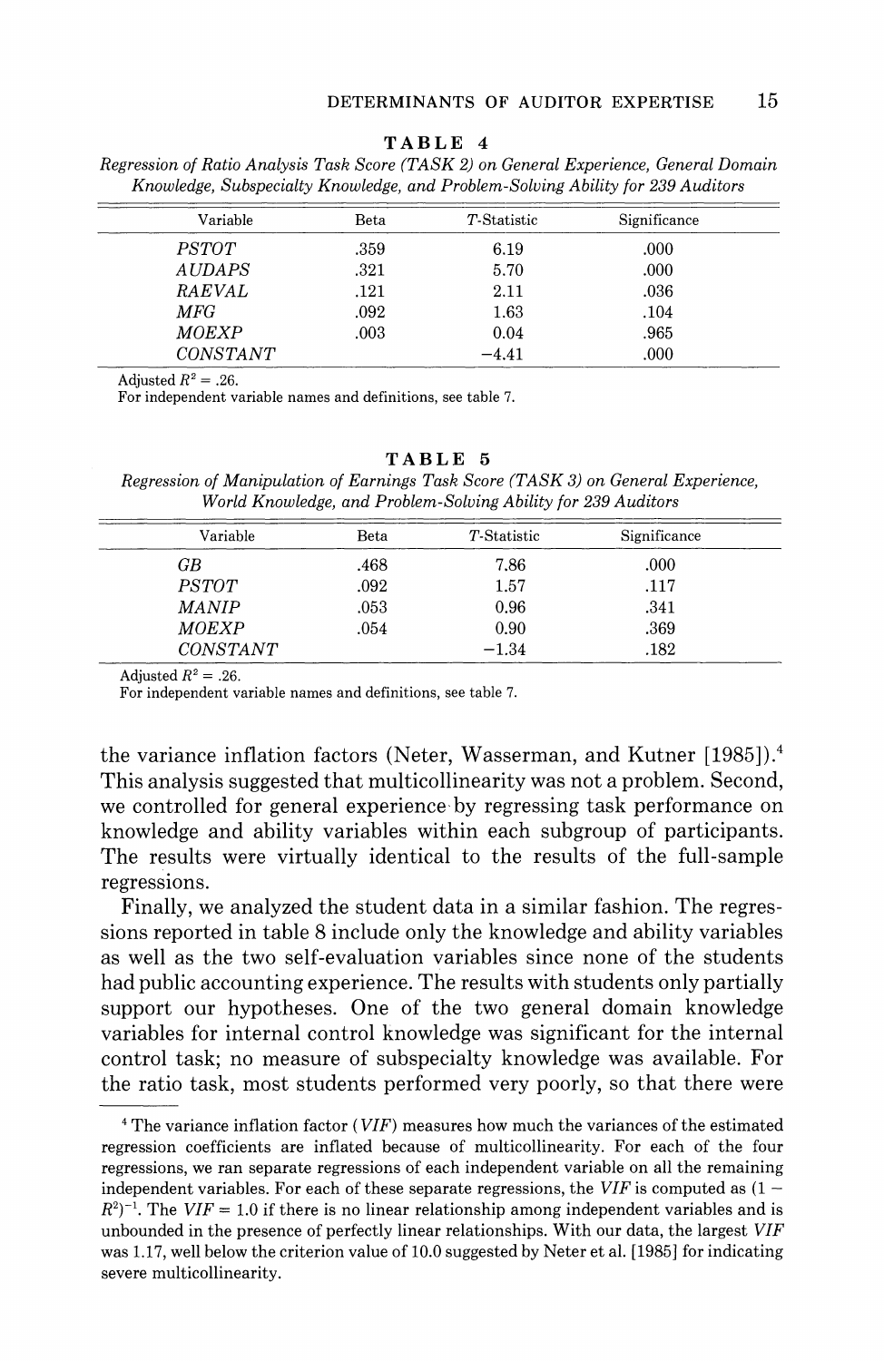**TABLE 4**

*Regression of Ratio Analysis Task Score (TASK 2) on General Experience, General Domain Knowledge, Subspecialty Knowledge, and Problem-Solving Ability for 239 Auditors*

| Variable | Beta | $T$-Statistic | Significance |
|---|---|---|---|
| *PSTOT* | .359 | 6.19 | .000 |
| *AUDAPS* | .321 | 5.70 | .000 |
| *RAEVAL* | .121 | 2.11 | .036 |
| *MFG* | .092 | 1.63 | .104 |
| *MOEXP* | .003 | 0.04 | .965 |
| *CONSTANT* | | −4.41 | .000 |

Adjusted $R^2 = .26$.
For independent variable names and definitions, see table 7.

**TABLE 5**

*Regression of Manipulation of Earnings Task Score (TASK 3) on General Experience, World Knowledge, and Problem-Solving Ability for 239 Auditors*

| Variable | Beta | $T$-Statistic | Significance |
|---|---|---|---|
| *GB* | .468 | 7.86 | .000 |
| *PSTOT* | .092 | 1.57 | .117 |
| *MANIP* | .053 | 0.96 | .341 |
| *MOEXP* | .054 | 0.90 | .369 |
| *CONSTANT* | | −1.34 | .182 |

Adjusted $R^2 = .26$.
For independent variable names and definitions, see table 7.

the variance inflation factors (Neter, Wasserman, and Kutner [1985]).[4] This analysis suggested that multicollinearity was not a problem. Second, we controlled for general experience by regressing task performance on knowledge and ability variables within each subgroup of participants. The results were virtually identical to the results of the full-sample regressions.

Finally, we analyzed the student data in a similar fashion. The regressions reported in table 8 include only the knowledge and ability variables as well as the two self-evaluation variables since none of the students had public accounting experience. The results with students only partially support our hypotheses. One of the two general domain knowledge variables for internal control knowledge was significant for the internal control task; no measure of subspecialty knowledge was available. For the ratio task, most students performed very poorly, so that there were

[4] The variance inflation factor (*VIF*) measures how much the variances of the estimated regression coefficients are inflated because of multicollinearity. For each of the four regressions, we ran separate regressions of each independent variable on all the remaining independent variables. For each of these separate regressions, the *VIF* is computed as $(1 - R^2)^{-1}$. The $VIF = 1.0$ if there is no linear relationship among independent variables and is unbounded in the presence of perfectly linear relationships. With our data, the largest *VIF* was 1.17, well below the criterion value of 10.0 suggested by Neter et al. [1985] for indicating severe multicollinearity.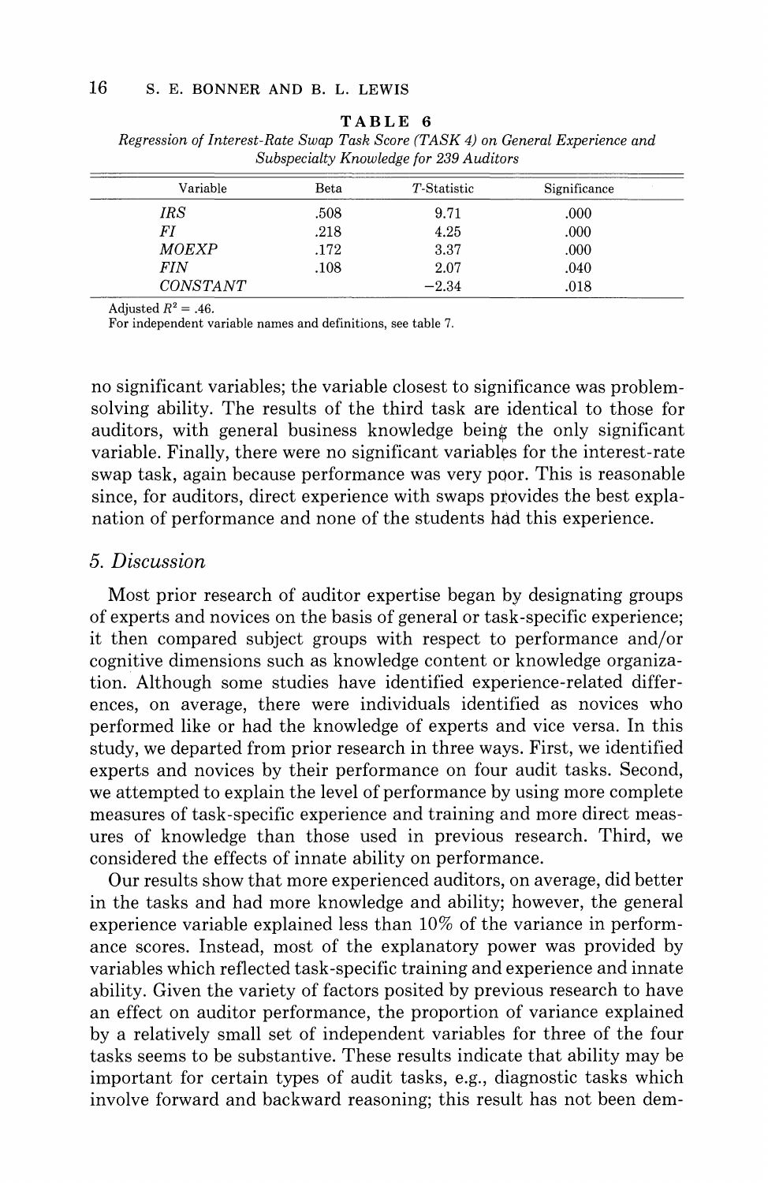**TABLE 6**

*Regression of Interest-Rate Swap Task Score (TASK 4) on General Experience and Subspecialty Knowledge for 239 Auditors*

| Variable | Beta | *T*-Statistic | Significance |
|---|---|---|---|
| *IRS* | .508 | 9.71 | .000 |
| *FI* | .218 | 4.25 | .000 |
| *MOEXP* | .172 | 3.37 | .000 |
| *FIN* | .108 | 2.07 | .040 |
| *CONSTANT* | | −2.34 | .018 |

Adjusted $R^2 = .46$.
For independent variable names and definitions, see table 7.

no significant variables; the variable closest to significance was problem-solving ability. The results of the third task are identical to those for auditors, with general business knowledge being the only significant variable. Finally, there were no significant variables for the interest-rate swap task, again because performance was very poor. This is reasonable since, for auditors, direct experience with swaps provides the best explanation of performance and none of the students had this experience.

## 5. Discussion

Most prior research of auditor expertise began by designating groups of experts and novices on the basis of general or task-specific experience; it then compared subject groups with respect to performance and/or cognitive dimensions such as knowledge content or knowledge organization. Although some studies have identified experience-related differences, on average, there were individuals identified as novices who performed like or had the knowledge of experts and vice versa. In this study, we departed from prior research in three ways. First, we identified experts and novices by their performance on four audit tasks. Second, we attempted to explain the level of performance by using more complete measures of task-specific experience and training and more direct measures of knowledge than those used in previous research. Third, we considered the effects of innate ability on performance.

Our results show that more experienced auditors, on average, did better in the tasks and had more knowledge and ability; however, the general experience variable explained less than 10% of the variance in performance scores. Instead, most of the explanatory power was provided by variables which reflected task-specific training and experience and innate ability. Given the variety of factors posited by previous research to have an effect on auditor performance, the proportion of variance explained by a relatively small set of independent variables for three of the four tasks seems to be substantive. These results indicate that ability may be important for certain types of audit tasks, e.g., diagnostic tasks which involve forward and backward reasoning; this result has not been dem-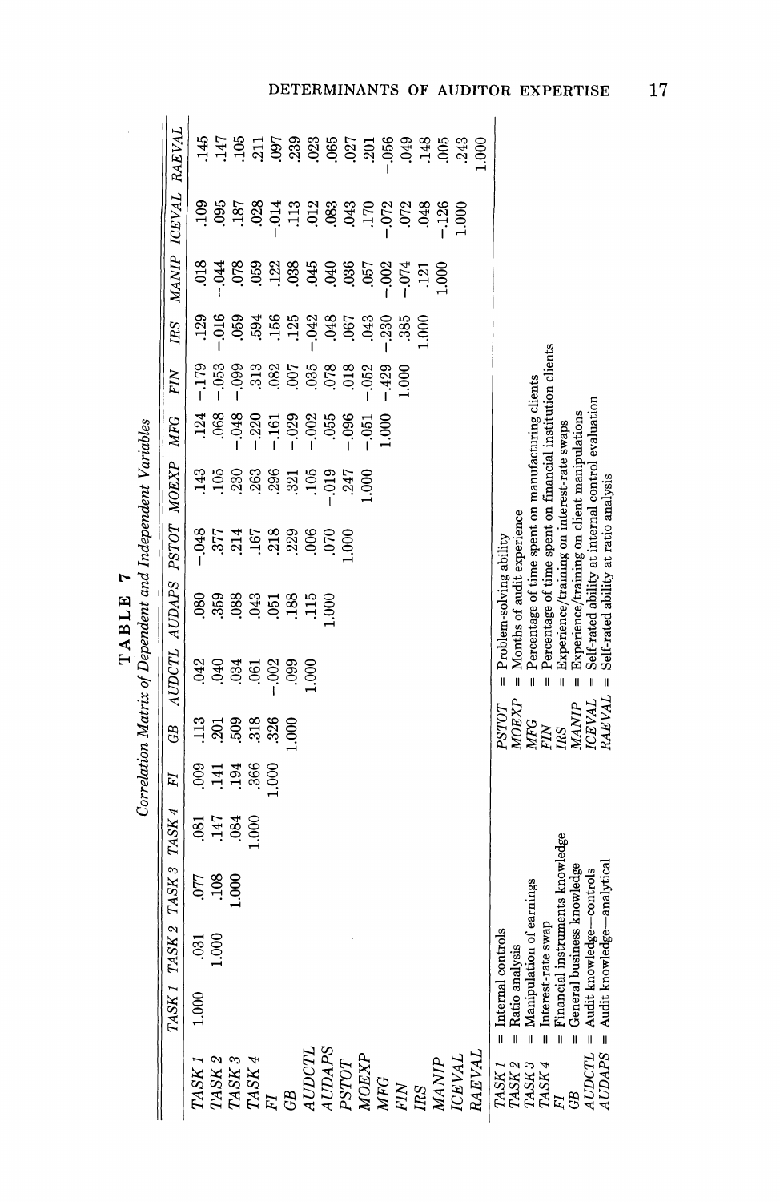**TABLE 7**

*Correlation Matrix of Dependent and Independent Variables*

| | *TASK 1* | *TASK 2* | *TASK 3* | *TASK 4* | *FI* | *GB* | *AUDCTL* | *AUDAPS* | *PSTOT* | *MOEXP* | *MFG* | *FIN* | *IRS* | *MANIP* | *ICEVAL* | *RAEVAL* |
|---|---|---|---|---|---|---|---|---|---|---|---|---|---|---|---|---|
| *TASK 1* | 1.000 | .031 | .077 | .081 | .009 | .113 | .042 | .080 | −.048 | .143 | .124 | −.179 | .129 | .018 | .109 | .145 |
| *TASK 2* | | 1.000 | .108 | .147 | .141 | .201 | .040 | .359 | .377 | .105 | .068 | −.053 | −.016 | −.044 | .095 | .147 |
| *TASK 3* | | | 1.000 | .084 | .194 | .509 | .034 | .088 | .214 | .230 | −.048 | −.099 | .059 | .078 | .187 | .105 |
| *TASK 4* | | | | 1.000 | .366 | .318 | .061 | .043 | .167 | .263 | −.220 | .313 | .594 | .059 | .028 | .211 |
| *FI* | | | | | 1.000 | .326 | −.002 | .051 | .218 | .296 | −.161 | .082 | .156 | .122 | −.014 | .097 |
| *GB* | | | | | | 1.000 | .099 | .188 | .229 | .321 | −.029 | .007 | .125 | .038 | .113 | .239 |
| *AUDCTL* | | | | | | | 1.000 | .115 | .006 | .105 | −.002 | .035 | −.042 | .045 | .012 | .023 |
| *AUDAPS* | | | | | | | | 1.000 | .070 | −.019 | .055 | .078 | .048 | .040 | .083 | .065 |
| *PSTOT* | | | | | | | | | 1.000 | .247 | −.096 | .018 | .067 | .036 | .043 | .027 |
| *MOEXP* | | | | | | | | | | 1.000 | −.051 | −.052 | .043 | .057 | .170 | .201 |
| *MFG* | | | | | | | | | | | 1.000 | −.429 | −.230 | −.002 | −.072 | −.056 |
| *FIN* | | | | | | | | | | | | 1.000 | .385 | −.074 | .072 | .049 |
| *IRS* | | | | | | | | | | | | | 1.000 | .121 | .048 | .148 |
| *MANIP* | | | | | | | | | | | | | | 1.000 | −.126 | .005 |
| *ICEVAL* | | | | | | | | | | | | | | | 1.000 | .243 |
| *RAEVAL* | | | | | | | | | | | | | | | | 1.000 |

*TASK 1* = Internal controls
*TASK 2* = Ratio analysis
*TASK 3* = Manipulation of earnings
*TASK 4* = Interest-rate swap
*FI* = Financial instruments knowledge
*GB* = General business knowledge
*AUDCTL* = Audit knowledge—controls
*AUDAPS* = Audit knowledge—analytical
*PSTOT* = Problem-solving ability
*MOEXP* = Months of audit experience
*MFG* = Percentage of time spent on manufacturing clients
*FIN* = Percentage of time spent on financial institution clients
*IRS* = Experience/training on interest-rate swaps
*MANIP* = Experience/training on client manipulations
*ICEVAL* = Self-rated ability at internal control evaluation
*RAEVAL* = Self-rated ability at ratio analysis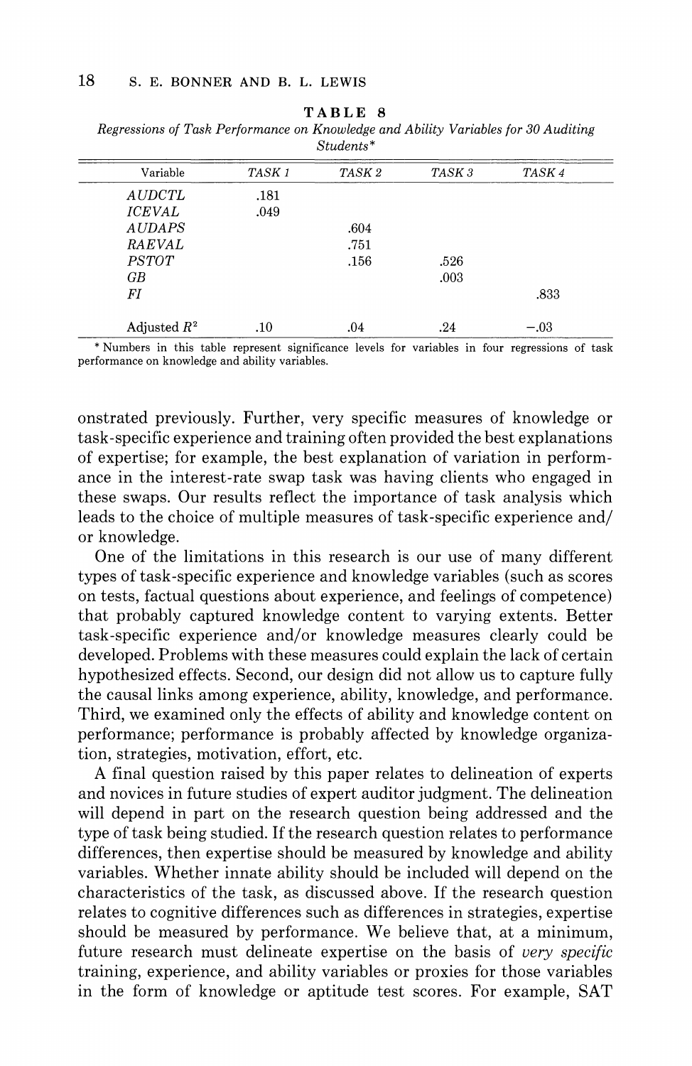**TABLE 8**

*Regressions of Task Performance on Knowledge and Ability Variables for 30 Auditing Students\**

| Variable | *TASK 1* | *TASK 2* | *TASK 3* | *TASK 4* |
|---|---|---|---|---|
| *AUDCTL* | .181 | | | |
| *ICEVAL* | .049 | | | |
| *AUDAPS* | | .604 | | |
| *RAEVAL* | | .751 | | |
| *PSTOT* | | .156 | .526 | |
| *GB* | | | .003 | |
| *FI* | | | | .833 |
| Adjusted $R^2$ | .10 | .04 | .24 | −.03 |

\* Numbers in this table represent significance levels for variables in four regressions of task performance on knowledge and ability variables.

onstrated previously. Further, very specific measures of knowledge or task-specific experience and training often provided the best explanations of expertise; for example, the best explanation of variation in performance in the interest-rate swap task was having clients who engaged in these swaps. Our results reflect the importance of task analysis which leads to the choice of multiple measures of task-specific experience and/or knowledge.

One of the limitations in this research is our use of many different types of task-specific experience and knowledge variables (such as scores on tests, factual questions about experience, and feelings of competence) that probably captured knowledge content to varying extents. Better task-specific experience and/or knowledge measures clearly could be developed. Problems with these measures could explain the lack of certain hypothesized effects. Second, our design did not allow us to capture fully the causal links among experience, ability, knowledge, and performance. Third, we examined only the effects of ability and knowledge content on performance; performance is probably affected by knowledge organization, strategies, motivation, effort, etc.

A final question raised by this paper relates to delineation of experts and novices in future studies of expert auditor judgment. The delineation will depend in part on the research question being addressed and the type of task being studied. If the research question relates to performance differences, then expertise should be measured by knowledge and ability variables. Whether innate ability should be included will depend on the characteristics of the task, as discussed above. If the research question relates to cognitive differences such as differences in strategies, expertise should be measured by performance. We believe that, at a minimum, future research must delineate expertise on the basis of *very specific* training, experience, and ability variables or proxies for those variables in the form of knowledge or aptitude test scores. For example, SAT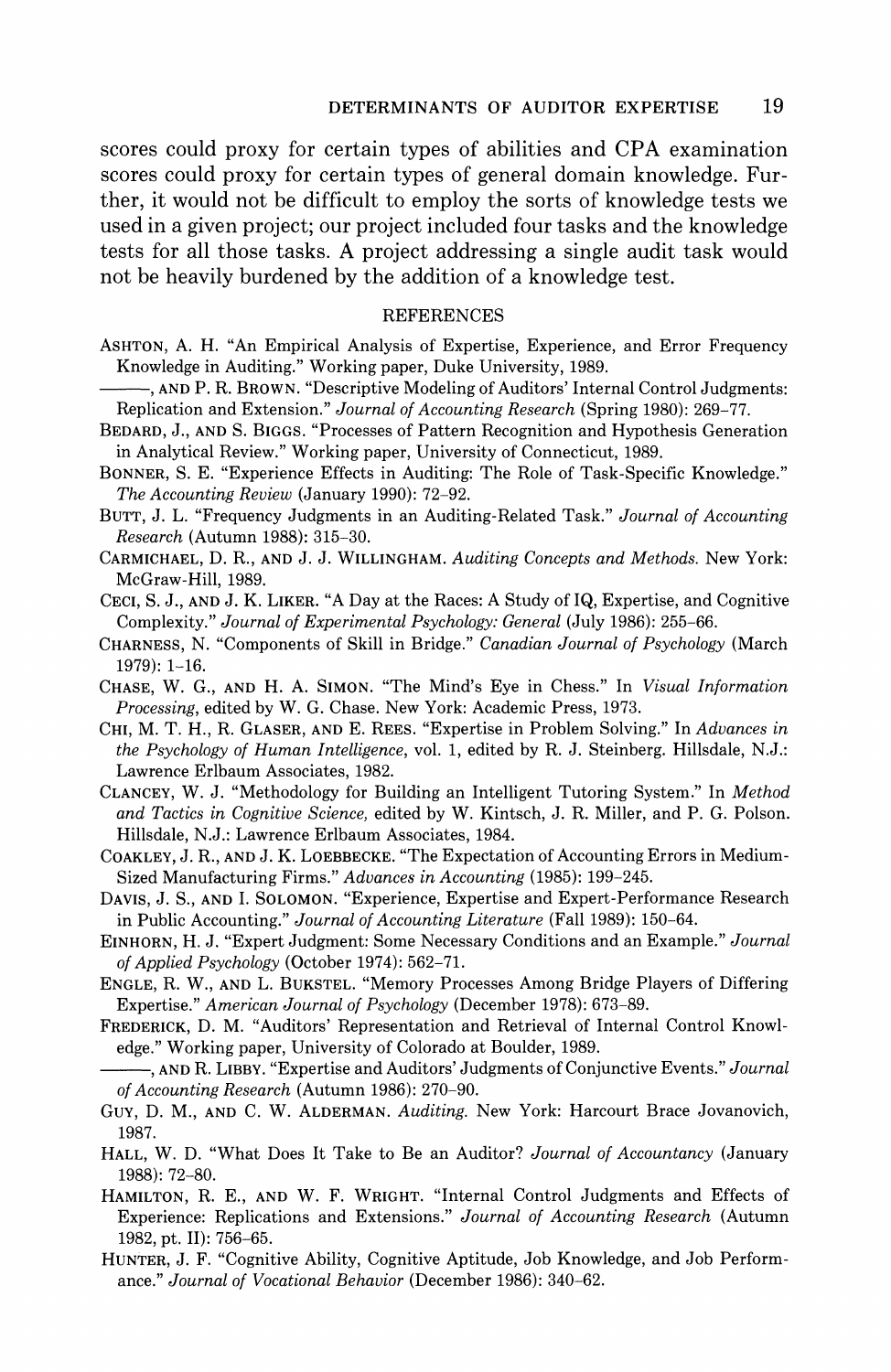scores could proxy for certain types of abilities and CPA examination scores could proxy for certain types of general domain knowledge. Further, it would not be difficult to employ the sorts of knowledge tests we used in a given project; our project included four tasks and the knowledge tests for all those tasks. A project addressing a single audit task would not be heavily burdened by the addition of a knowledge test.

## REFERENCES

ASHTON, A. H. "An Empirical Analysis of Expertise, Experience, and Error Frequency Knowledge in Auditing." Working paper, Duke University, 1989.

———, AND P. R. BROWN. "Descriptive Modeling of Auditors' Internal Control Judgments: Replication and Extension." *Journal of Accounting Research* (Spring 1980): 269–77.

BEDARD, J., AND S. BIGGS. "Processes of Pattern Recognition and Hypothesis Generation in Analytical Review." Working paper, University of Connecticut, 1989.

BONNER, S. E. "Experience Effects in Auditing: The Role of Task-Specific Knowledge." *The Accounting Review* (January 1990): 72–92.

BUTT, J. L. "Frequency Judgments in an Auditing-Related Task." *Journal of Accounting Research* (Autumn 1988): 315–30.

CARMICHAEL, D. R., AND J. J. WILLINGHAM. *Auditing Concepts and Methods.* New York: McGraw-Hill, 1989.

CECI, S. J., AND J. K. LIKER. "A Day at the Races: A Study of IQ, Expertise, and Cognitive Complexity." *Journal of Experimental Psychology: General* (July 1986): 255–66.

CHARNESS, N. "Components of Skill in Bridge." *Canadian Journal of Psychology* (March 1979): 1–16.

CHASE, W. G., AND H. A. SIMON. "The Mind's Eye in Chess." In *Visual Information Processing*, edited by W. G. Chase. New York: Academic Press, 1973.

CHI, M. T. H., R. GLASER, AND E. REES. "Expertise in Problem Solving." In *Advances in the Psychology of Human Intelligence*, vol. 1, edited by R. J. Steinberg. Hillsdale, N.J.: Lawrence Erlbaum Associates, 1982.

CLANCEY, W. J. "Methodology for Building an Intelligent Tutoring System." In *Method and Tactics in Cognitive Science*, edited by W. Kintsch, J. R. Miller, and P. G. Polson. Hillsdale, N.J.: Lawrence Erlbaum Associates, 1984.

COAKLEY, J. R., AND J. K. LOEBBECKE. "The Expectation of Accounting Errors in Medium-Sized Manufacturing Firms." *Advances in Accounting* (1985): 199–245.

DAVIS, J. S., AND I. SOLOMON. "Experience, Expertise and Expert-Performance Research in Public Accounting." *Journal of Accounting Literature* (Fall 1989): 150–64.

EINHORN, H. J. "Expert Judgment: Some Necessary Conditions and an Example." *Journal of Applied Psychology* (October 1974): 562–71.

ENGLE, R. W., AND L. BUKSTEL. "Memory Processes Among Bridge Players of Differing Expertise." *American Journal of Psychology* (December 1978): 673–89.

FREDERICK, D. M. "Auditors' Representation and Retrieval of Internal Control Knowledge." Working paper, University of Colorado at Boulder, 1989.

———, AND R. LIBBY. "Expertise and Auditors' Judgments of Conjunctive Events." *Journal of Accounting Research* (Autumn 1986): 270–90.

GUY, D. M., AND C. W. ALDERMAN. *Auditing.* New York: Harcourt Brace Jovanovich, 1987.

HALL, W. D. "What Does It Take to Be an Auditor? *Journal of Accountancy* (January 1988): 72–80.

HAMILTON, R. E., AND W. F. WRIGHT. "Internal Control Judgments and Effects of Experience: Replications and Extensions." *Journal of Accounting Research* (Autumn 1982, pt. II): 756–65.

HUNTER, J. F. "Cognitive Ability, Cognitive Aptitude, Job Knowledge, and Job Performance." *Journal of Vocational Behavior* (December 1986): 340–62.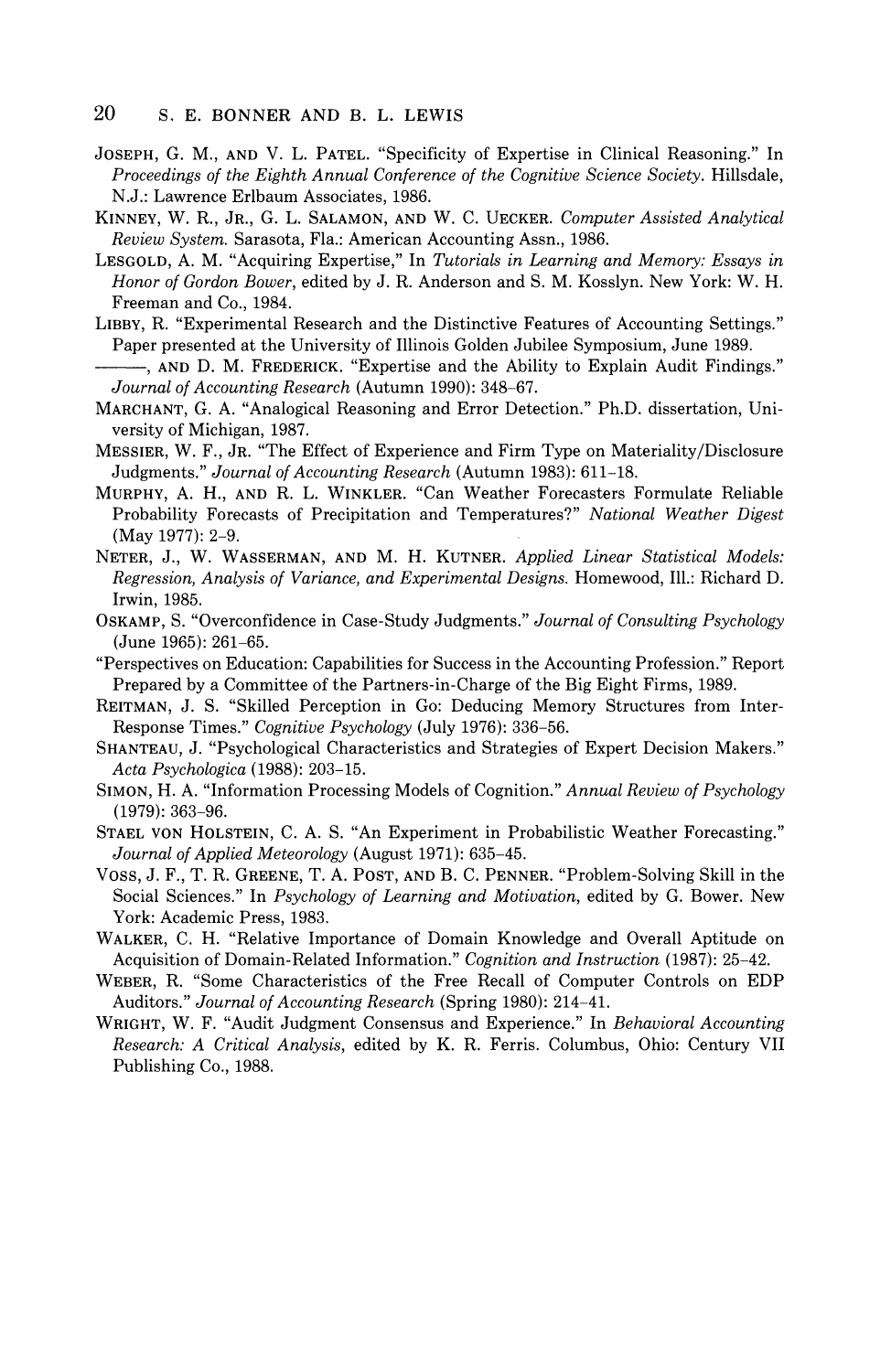Joseph, G. M., and V. L. Patel. "Specificity of Expertise in Clinical Reasoning." In *Proceedings of the Eighth Annual Conference of the Cognitive Science Society*. Hillsdale, N.J.: Lawrence Erlbaum Associates, 1986.

Kinney, W. R., Jr., G. L. Salamon, and W. C. Uecker. *Computer Assisted Analytical Review System*. Sarasota, Fla.: American Accounting Assn., 1986.

Lesgold, A. M. "Acquiring Expertise," In *Tutorials in Learning and Memory: Essays in Honor of Gordon Bower*, edited by J. R. Anderson and S. M. Kosslyn. New York: W. H. Freeman and Co., 1984.

Libby, R. "Experimental Research and the Distinctive Features of Accounting Settings." Paper presented at the University of Illinois Golden Jubilee Symposium, June 1989.

———, and D. M. Frederick. "Expertise and the Ability to Explain Audit Findings." *Journal of Accounting Research* (Autumn 1990): 348–67.

Marchant, G. A. "Analogical Reasoning and Error Detection." Ph.D. dissertation, University of Michigan, 1987.

Messier, W. F., Jr. "The Effect of Experience and Firm Type on Materiality/Disclosure Judgments." *Journal of Accounting Research* (Autumn 1983): 611–18.

Murphy, A. H., and R. L. Winkler. "Can Weather Forecasters Formulate Reliable Probability Forecasts of Precipitation and Temperatures?" *National Weather Digest* (May 1977): 2–9.

Neter, J., W. Wasserman, and M. H. Kutner. *Applied Linear Statistical Models: Regression, Analysis of Variance, and Experimental Designs*. Homewood, Ill.: Richard D. Irwin, 1985.

Oskamp, S. "Overconfidence in Case-Study Judgments." *Journal of Consulting Psychology* (June 1965): 261–65.

"Perspectives on Education: Capabilities for Success in the Accounting Profession." Report Prepared by a Committee of the Partners-in-Charge of the Big Eight Firms, 1989.

Reitman, J. S. "Skilled Perception in Go: Deducing Memory Structures from Inter-Response Times." *Cognitive Psychology* (July 1976): 336–56.

Shanteau, J. "Psychological Characteristics and Strategies of Expert Decision Makers." *Acta Psychologica* (1988): 203–15.

Simon, H. A. "Information Processing Models of Cognition." *Annual Review of Psychology* (1979): 363–96.

Stael von Holstein, C. A. S. "An Experiment in Probabilistic Weather Forecasting." *Journal of Applied Meteorology* (August 1971): 635–45.

Voss, J. F., T. R. Greene, T. A. Post, and B. C. Penner. "Problem-Solving Skill in the Social Sciences." In *Psychology of Learning and Motivation*, edited by G. Bower. New York: Academic Press, 1983.

Walker, C. H. "Relative Importance of Domain Knowledge and Overall Aptitude on Acquisition of Domain-Related Information." *Cognition and Instruction* (1987): 25–42.

Weber, R. "Some Characteristics of the Free Recall of Computer Controls on EDP Auditors." *Journal of Accounting Research* (Spring 1980): 214–41.

Wright, W. F. "Audit Judgment Consensus and Experience." In *Behavioral Accounting Research: A Critical Analysis*, edited by K. R. Ferris. Columbus, Ohio: Century VII Publishing Co., 1988.